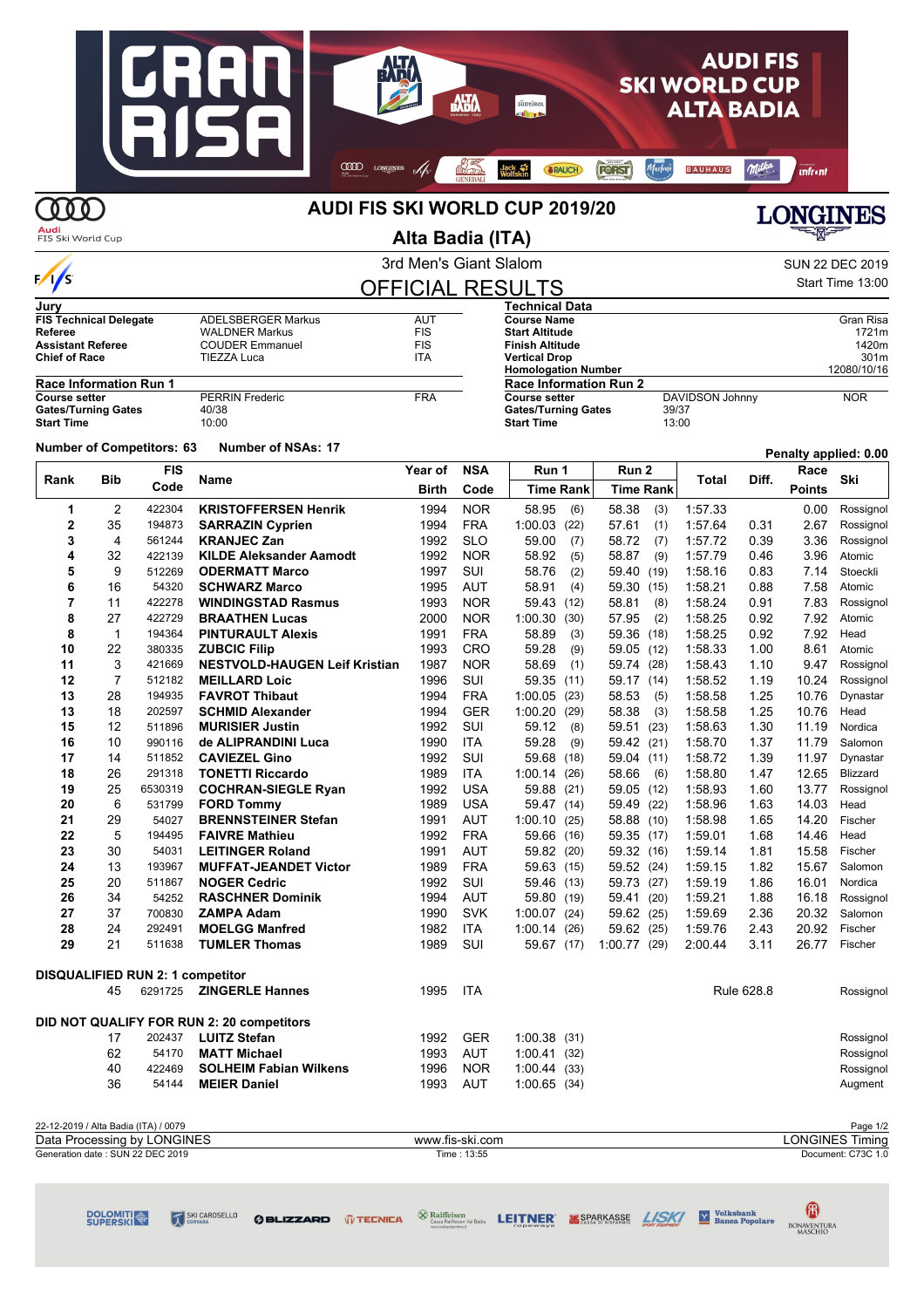# AUDI FIS SKI WORLD CUP 2019/20

## Alta Badia (ITA)

3rd Men's Giant Slalom

SUN 22 DEC 2019

Start Time 13:00

# OFFICIAL RESULTS

| Jury | | |
|---|---|---|
| FIS Technical Delegate | ADELSBERGER Markus | AUT |
| Referee | WALDNER Markus | FIS |
| Assistant Referee | COUDER Emmanuel | FIS |
| Chief of Race | TIEZZA Luca | ITA |

| Technical Data | |
|---|---|
| Course Name | Gran Risa |
| Start Altitude | 1721m |
| Finish Altitude | 1420m |
| Vertical Drop | 301m |
| Homologation Number | 12080/10/16 |

| Race Information Run 1 | | |
|---|---|---|
| Course setter | PERRIN Frederic | FRA |
| Gates/Turning Gates | 40/38 | |
| Start Time | 10:00 | |

| Race Information Run 2 | | |
|---|---|---|
| Course setter | DAVIDSON Johnny | NOR |
| Gates/Turning Gates | 39/37 | |
| Start Time | 13:00 | |

**Number of Competitors: 63** **Number of NSAs: 17**

Penalty applied: 0.00

| Rank | Bib | FIS Code | Name | Year of Birth | NSA Code | Run 1 Time | Run 1 Rank | Run 2 Time | Run 2 Rank | Total | Diff. | Race Points | Ski |
|---|---|---|---|---|---|---|---|---|---|---|---|---|---|
| 1 | 2 | 422304 | KRISTOFFERSEN Henrik | 1994 | NOR | 58.95 | (6) | 58.38 | (3) | 1:57.33 | | 0.00 | Rossignol |
| 2 | 35 | 194873 | SARRAZIN Cyprien | 1994 | FRA | 1:00.03 | (22) | 57.61 | (1) | 1:57.64 | 0.31 | 2.67 | Rossignol |
| 3 | 4 | 561244 | KRANJEC Zan | 1992 | SLO | 59.00 | (7) | 58.72 | (7) | 1:57.72 | 0.39 | 3.36 | Rossignol |
| 4 | 32 | 422139 | KILDE Aleksander Aamodt | 1992 | NOR | 58.92 | (5) | 58.87 | (9) | 1:57.79 | 0.46 | 3.96 | Atomic |
| 5 | 9 | 512269 | ODERMATT Marco | 1997 | SUI | 58.76 | (2) | 59.40 | (19) | 1:58.16 | 0.83 | 7.14 | Stoeckli |
| 6 | 16 | 54320 | SCHWARZ Marco | 1995 | AUT | 58.91 | (4) | 59.30 | (15) | 1:58.21 | 0.88 | 7.58 | Atomic |
| 7 | 11 | 422278 | WINDINGSTAD Rasmus | 1993 | NOR | 59.43 | (12) | 58.81 | (8) | 1:58.24 | 0.91 | 7.83 | Rossignol |
| 8 | 27 | 422729 | BRAATHEN Lucas | 2000 | NOR | 1:00.30 | (30) | 57.95 | (2) | 1:58.25 | 0.92 | 7.92 | Atomic |
| 8 | 1 | 194364 | PINTURAULT Alexis | 1991 | FRA | 58.89 | (3) | 59.36 | (18) | 1:58.25 | 0.92 | 7.92 | Head |
| 10 | 22 | 380335 | ZUBCIC Filip | 1993 | CRO | 59.28 | (9) | 59.05 | (12) | 1:58.33 | 1.00 | 8.61 | Atomic |
| 11 | 3 | 421669 | NESTVOLD-HAUGEN Leif Kristian | 1987 | NOR | 58.69 | (1) | 59.74 | (28) | 1:58.43 | 1.10 | 9.47 | Rossignol |
| 12 | 7 | 512182 | MEILLARD Loic | 1996 | SUI | 59.35 | (11) | 59.17 | (14) | 1:58.52 | 1.19 | 10.24 | Rossignol |
| 13 | 28 | 194935 | FAVROT Thibaut | 1994 | FRA | 1:00.05 | (23) | 58.53 | (5) | 1:58.58 | 1.25 | 10.76 | Dynastar |
| 13 | 18 | 202597 | SCHMID Alexander | 1994 | GER | 1:00.20 | (29) | 58.38 | (3) | 1:58.58 | 1.25 | 10.76 | Head |
| 15 | 12 | 511896 | MURISIER Justin | 1992 | SUI | 59.12 | (8) | 59.51 | (23) | 1:58.63 | 1.30 | 11.19 | Nordica |
| 16 | 10 | 990116 | de ALIPRANDINI Luca | 1990 | ITA | 59.28 | (9) | 59.42 | (21) | 1:58.70 | 1.37 | 11.79 | Salomon |
| 17 | 14 | 511852 | CAVIEZEL Gino | 1992 | SUI | 59.68 | (18) | 59.04 | (11) | 1:58.72 | 1.39 | 11.97 | Dynastar |
| 18 | 26 | 291318 | TONETTI Riccardo | 1989 | ITA | 1:00.14 | (26) | 58.66 | (6) | 1:58.80 | 1.47 | 12.65 | Blizzard |
| 19 | 25 | 6530319 | COCHRAN-SIEGLE Ryan | 1992 | USA | 59.88 | (21) | 59.05 | (12) | 1:58.93 | 1.60 | 13.77 | Rossignol |
| 20 | 6 | 531799 | FORD Tommy | 1989 | USA | 59.47 | (14) | 59.49 | (22) | 1:58.96 | 1.63 | 14.03 | Head |
| 21 | 29 | 54027 | BRENNSTEINER Stefan | 1991 | AUT | 1:00.10 | (25) | 58.88 | (10) | 1:58.98 | 1.65 | 14.20 | Fischer |
| 22 | 5 | 194495 | FAIVRE Mathieu | 1992 | FRA | 59.66 | (16) | 59.35 | (17) | 1:59.01 | 1.68 | 14.46 | Head |
| 23 | 30 | 54031 | LEITINGER Roland | 1991 | AUT | 59.82 | (20) | 59.32 | (16) | 1:59.14 | 1.81 | 15.58 | Fischer |
| 24 | 13 | 193967 | MUFFAT-JEANDET Victor | 1989 | FRA | 59.63 | (15) | 59.52 | (24) | 1:59.15 | 1.82 | 15.67 | Salomon |
| 25 | 20 | 511867 | NOGER Cedric | 1992 | SUI | 59.46 | (13) | 59.73 | (27) | 1:59.19 | 1.86 | 16.01 | Nordica |
| 26 | 34 | 54252 | RASCHNER Dominik | 1994 | AUT | 59.80 | (19) | 59.41 | (20) | 1:59.21 | 1.88 | 16.18 | Rossignol |
| 27 | 37 | 700830 | ZAMPA Adam | 1990 | SVK | 1:00.07 | (24) | 59.62 | (25) | 1:59.69 | 2.36 | 20.32 | Salomon |
| 28 | 24 | 292491 | MOELGG Manfred | 1982 | ITA | 1:00.14 | (26) | 59.62 | (25) | 1:59.76 | 2.43 | 20.92 | Fischer |
| 29 | 21 | 511638 | TUMLER Thomas | 1989 | SUI | 59.67 | (17) | 1:00.77 | (29) | 2:00.44 | 3.11 | 26.77 | Fischer |

**DISQUALIFIED RUN 2: 1 competitor**

| Bib | FIS Code | Name | Year of Birth | NSA Code | Reason | Ski |
|---|---|---|---|---|---|---|
| 45 | 6291725 | ZINGERLE Hannes | 1995 | ITA | Rule 628.8 | Rossignol |

**DID NOT QUALIFY FOR RUN 2: 20 competitors**

| Bib | FIS Code | Name | Year of Birth | NSA Code | Run 1 Time | Run 1 Rank | Ski |
|---|---|---|---|---|---|---|---|
| 17 | 202437 | LUITZ Stefan | 1992 | GER | 1:00.38 | (31) | Rossignol |
| 62 | 54170 | MATT Michael | 1993 | AUT | 1:00.41 | (32) | Rossignol |
| 40 | 422469 | SOLHEIM Fabian Wilkens | 1996 | NOR | 1:00.44 | (33) | Rossignol |
| 36 | 54144 | MEIER Daniel | 1993 | AUT | 1:00.65 | (34) | Augment |

22-12-2019 / Alta Badia (ITA) / 0079

Data Processing by LONGINES — www.fis-ski.com — LONGINES Timing

Generation date : SUN 22 DEC 2019 — Time : 13:55 — Document: C73C 1.0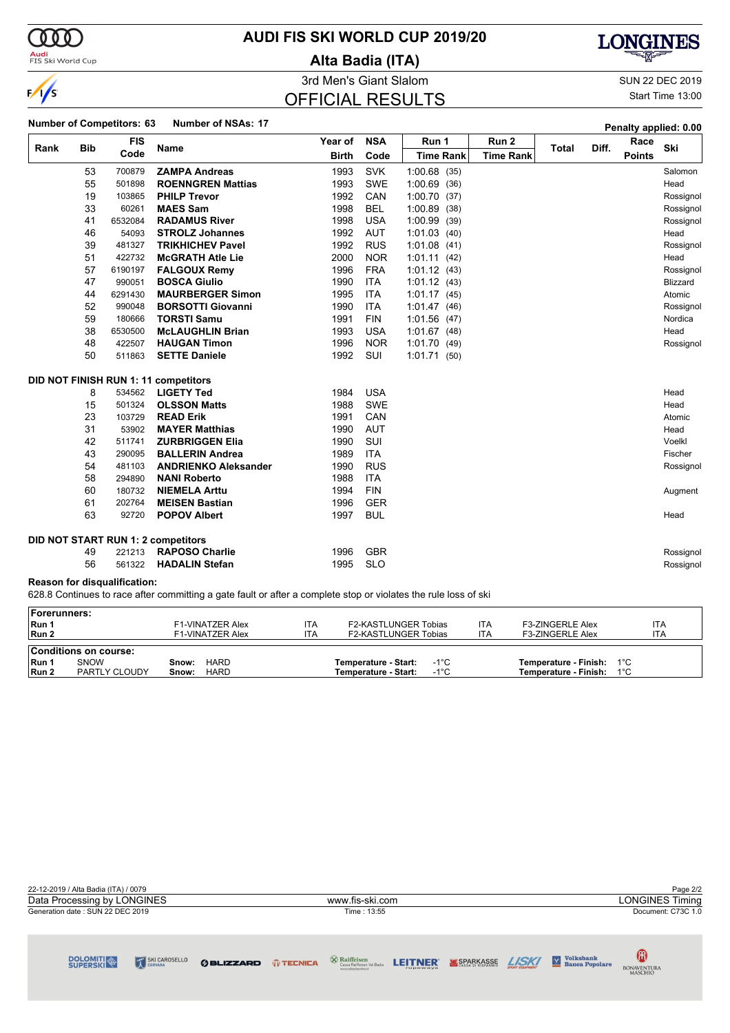# AUDI FIS SKI WORLD CUP 2019/20

## Alta Badia (ITA)

### 3rd Men's Giant Slalom

## OFFICIAL RESULTS

SUN 22 DEC 2019

Start Time 13:00

**Number of Competitors: 63** **Number of NSAs: 17**

**Penalty applied: 0.00**

| Rank | Bib | FIS Code | Name | Year of Birth | NSA Code | Run 1 Time Rank | Run 2 Time Rank | Total | Diff. | Race Points | Ski |
|---|---|---|---|---|---|---|---|---|---|---|---|
| | 53 | 700879 | **ZAMPA Andreas** | 1993 | SVK | 1:00.68 (35) | | | | | Salomon |
| | 55 | 501898 | **ROENNGREN Mattias** | 1993 | SWE | 1:00.69 (36) | | | | | Head |
| | 19 | 103865 | **PHILP Trevor** | 1992 | CAN | 1:00.70 (37) | | | | | Rossignol |
| | 33 | 60261 | **MAES Sam** | 1998 | BEL | 1:00.89 (38) | | | | | Rossignol |
| | 41 | 6532084 | **RADAMUS River** | 1998 | USA | 1:00.99 (39) | | | | | Rossignol |
| | 46 | 54093 | **STROLZ Johannes** | 1992 | AUT | 1:01.03 (40) | | | | | Head |
| | 39 | 481327 | **TRIKHICHEV Pavel** | 1992 | RUS | 1:01.08 (41) | | | | | Rossignol |
| | 51 | 422732 | **McGRATH Atle Lie** | 2000 | NOR | 1:01.11 (42) | | | | | Head |
| | 57 | 6190197 | **FALGOUX Remy** | 1996 | FRA | 1:01.12 (43) | | | | | Rossignol |
| | 47 | 990051 | **BOSCA Giulio** | 1990 | ITA | 1:01.12 (43) | | | | | Blizzard |
| | 44 | 6291430 | **MAURBERGER Simon** | 1995 | ITA | 1:01.17 (45) | | | | | Atomic |
| | 52 | 990048 | **BORSOTTI Giovanni** | 1990 | ITA | 1:01.47 (46) | | | | | Rossignol |
| | 59 | 180666 | **TORSTI Samu** | 1991 | FIN | 1:01.56 (47) | | | | | Nordica |
| | 38 | 6530500 | **McLAUGHLIN Brian** | 1993 | USA | 1:01.67 (48) | | | | | Head |
| | 48 | 422507 | **HAUGAN Timon** | 1996 | NOR | 1:01.70 (49) | | | | | Rossignol |
| | 50 | 511863 | **SETTE Daniele** | 1992 | SUI | 1:01.71 (50) | | | | | |

**DID NOT FINISH RUN 1: 11 competitors**

| Rank | Bib | FIS Code | Name | Year of Birth | NSA Code | Ski |
|---|---|---|---|---|---|---|
| | 8 | 534562 | **LIGETY Ted** | 1984 | USA | Head |
| | 15 | 501324 | **OLSSON Matts** | 1988 | SWE | Head |
| | 23 | 103729 | **READ Erik** | 1991 | CAN | Atomic |
| | 31 | 53902 | **MAYER Matthias** | 1990 | AUT | Head |
| | 42 | 511741 | **ZURBRIGGEN Elia** | 1990 | SUI | Voelkl |
| | 43 | 290095 | **BALLERIN Andrea** | 1989 | ITA | Fischer |
| | 54 | 481103 | **ANDRIENKO Aleksander** | 1990 | RUS | Rossignol |
| | 58 | 294890 | **NANI Roberto** | 1988 | ITA | |
| | 60 | 180732 | **NIEMELA Arttu** | 1994 | FIN | Augment |
| | 61 | 202764 | **MEISEN Bastian** | 1996 | GER | |
| | 63 | 92720 | **POPOV Albert** | 1997 | BUL | Head |

**DID NOT START RUN 1: 2 competitors**

| Rank | Bib | FIS Code | Name | Year of Birth | NSA Code | Ski |
|---|---|---|---|---|---|---|
| | 49 | 221213 | **RAPOSO Charlie** | 1996 | GBR | Rossignol |
| | 56 | 561322 | **HADALIN Stefan** | 1995 | SLO | Rossignol |

**Reason for disqualification:**

628.8 Continues to race after committing a gate fault or after a complete stop or violates the rule loss of ski

| **Forerunners:** | | | | | | |
|---|---|---|---|---|---|---|
| **Run 1** | F1-VINATZER Alex | ITA | F2-KASTLUNGER Tobias | ITA | F3-ZINGERLE Alex | ITA |
| **Run 2** | F1-VINATZER Alex | ITA | F2-KASTLUNGER Tobias | ITA | F3-ZINGERLE Alex | ITA |

| **Conditions on course:** | | | | |
|---|---|---|---|---|
| **Run 1** | SNOW | **Snow:** HARD | **Temperature - Start:** -1°C | **Temperature - Finish:** 1°C |
| **Run 2** | PARTLY CLOUDY | **Snow:** HARD | **Temperature - Start:** -1°C | **Temperature - Finish:** 1°C |

22-12-2019 / Alta Badia (ITA) / 0079

Data Processing by LONGINES — www.fis-ski.com — LONGINES Timing

Generation date : SUN 22 DEC 2019 — Time : 13:55 — Document: C73C 1.0